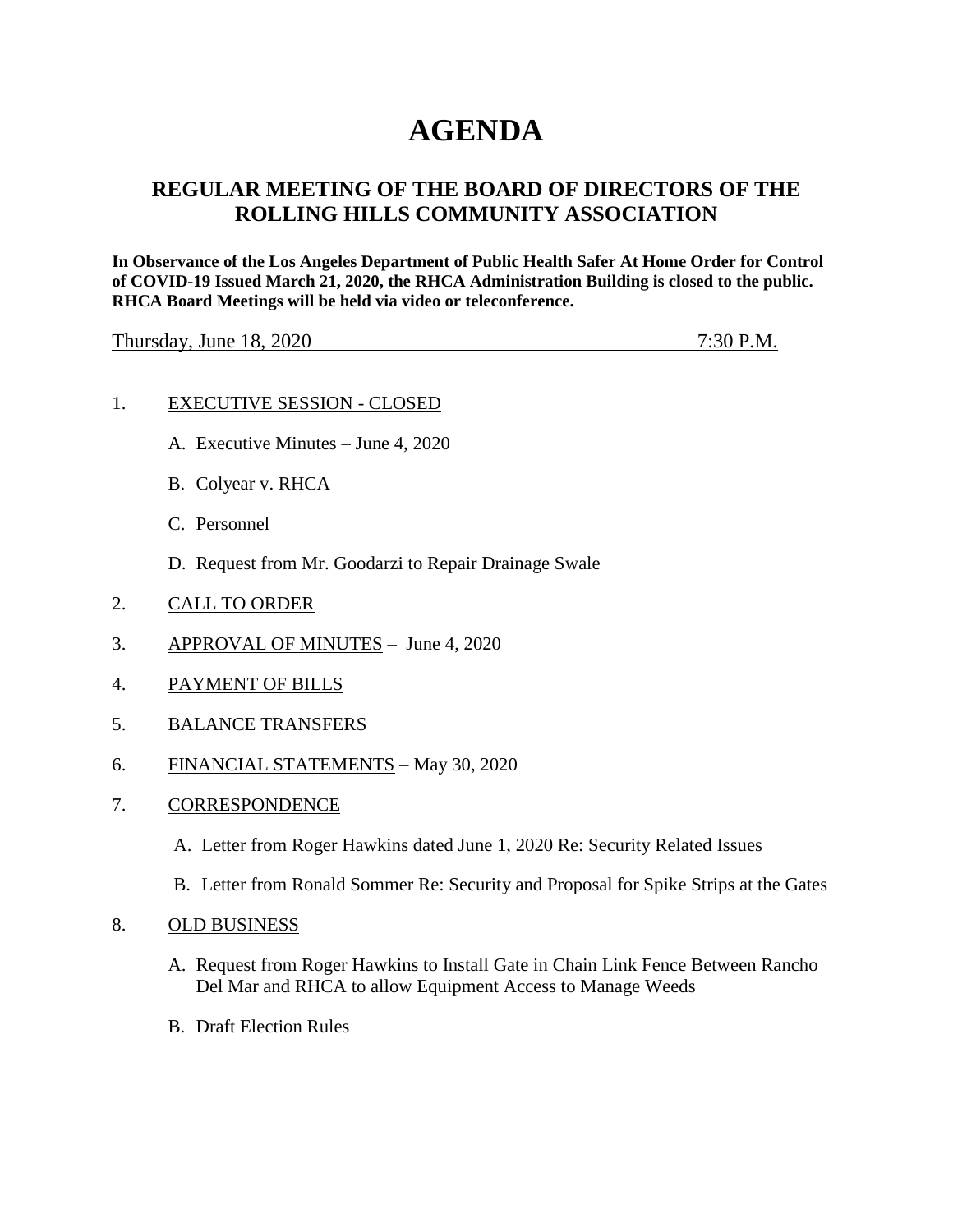# AGENDA

## REGULAR MEETING OF THE BOARD OF DIRECTORS OF THE ROLLING HILLS COMMUNITY ASSOCIATION

**In Observance of the Los Angeles Department of Public Health Safer At Home Order for Control of COVID-19 Issued March 21, 2020, the RHCA Administration Building is closed to the public. RHCA Board Meetings will be held via video or teleconference.**

Thursday, June 18, 2020 7:30 P.M.

1. EXECUTIVE SESSION - CLOSED

   A. Executive Minutes – June 4, 2020

   B. Colyear v. RHCA

   C. Personnel

   D. Request from Mr. Goodarzi to Repair Drainage Swale

2. CALL TO ORDER

3. APPROVAL OF MINUTES – June 4, 2020

4. PAYMENT OF BILLS

5. BALANCE TRANSFERS

6. FINANCIAL STATEMENTS – May 30, 2020

7. CORRESPONDENCE

   A. Letter from Roger Hawkins dated June 1, 2020 Re: Security Related Issues

   B. Letter from Ronald Sommer Re: Security and Proposal for Spike Strips at the Gates

8. OLD BUSINESS

   A. Request from Roger Hawkins to Install Gate in Chain Link Fence Between Rancho Del Mar and RHCA to allow Equipment Access to Manage Weeds

   B. Draft Election Rules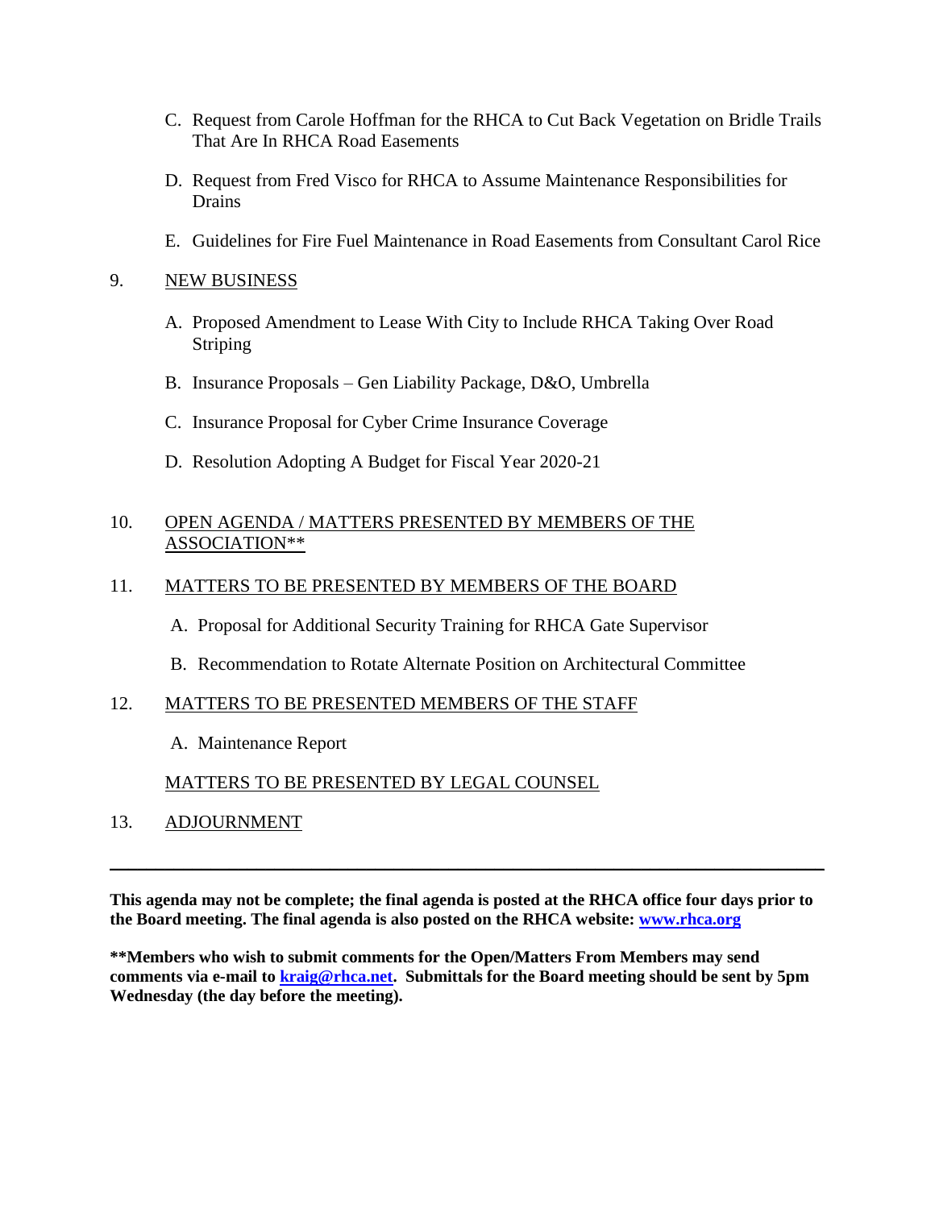C. Request from Carole Hoffman for the RHCA to Cut Back Vegetation on Bridle Trails That Are In RHCA Road Easements

D. Request from Fred Visco for RHCA to Assume Maintenance Responsibilities for Drains

E. Guidelines for Fire Fuel Maintenance in Road Easements from Consultant Carol Rice

9. NEW BUSINESS

A. Proposed Amendment to Lease With City to Include RHCA Taking Over Road Striping

B. Insurance Proposals – Gen Liability Package, D&O, Umbrella

C. Insurance Proposal for Cyber Crime Insurance Coverage

D. Resolution Adopting A Budget for Fiscal Year 2020-21

10. OPEN AGENDA / MATTERS PRESENTED BY MEMBERS OF THE ASSOCIATION**

11. MATTERS TO BE PRESENTED BY MEMBERS OF THE BOARD

A. Proposal for Additional Security Training for RHCA Gate Supervisor

B. Recommendation to Rotate Alternate Position on Architectural Committee

12. MATTERS TO BE PRESENTED MEMBERS OF THE STAFF

A. Maintenance Report

MATTERS TO BE PRESENTED BY LEGAL COUNSEL

13. ADJOURNMENT

---

**This agenda may not be complete; the final agenda is posted at the RHCA office four days prior to the Board meeting. The final agenda is also posted on the RHCA website: www.rhca.org**

****Members who wish to submit comments for the Open/Matters From Members may send comments via e-mail to kraig@rhca.net. Submittals for the Board meeting should be sent by 5pm Wednesday (the day before the meeting).**